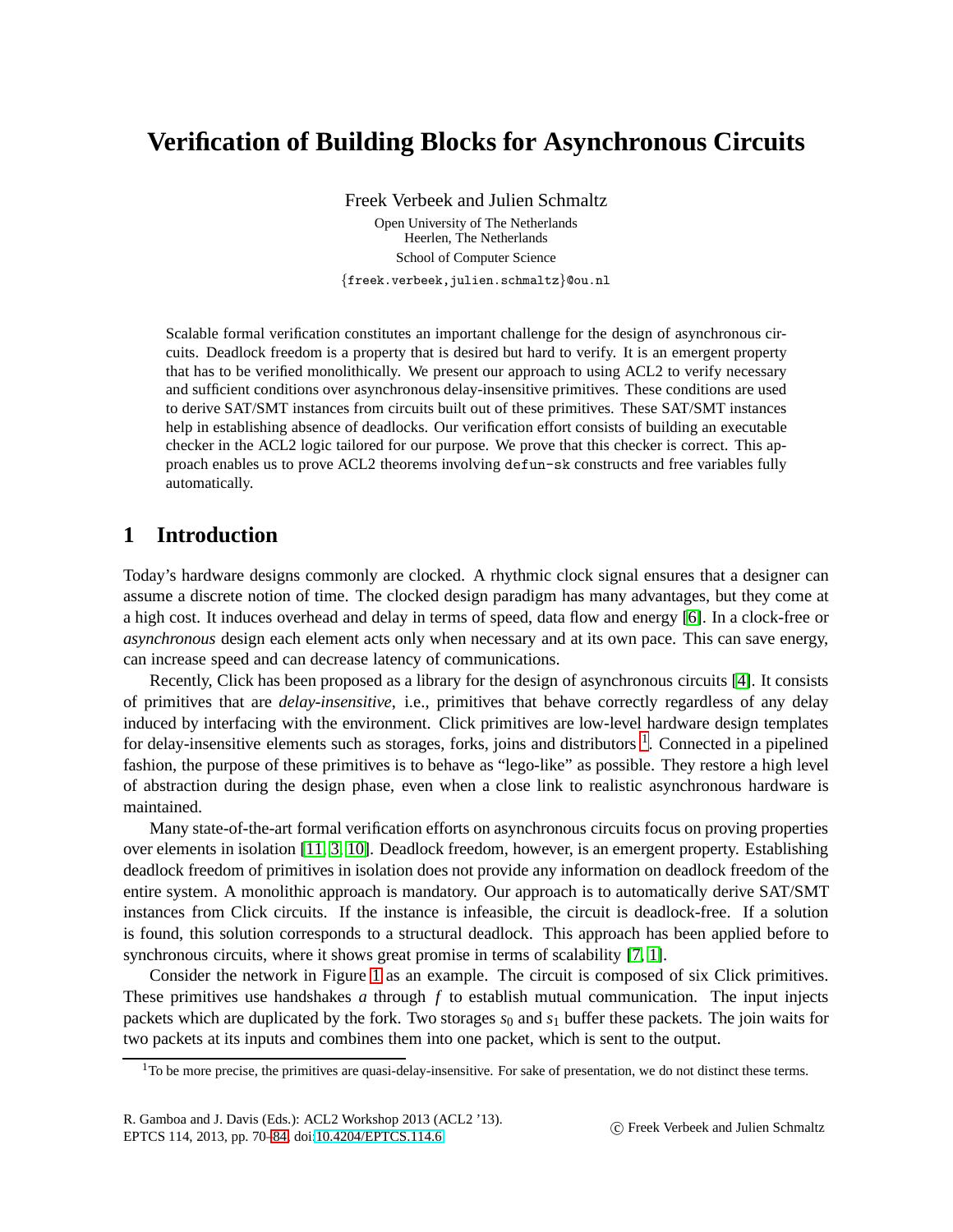# Verification of Building Blocks for Asynchronous Circuits

Freek Verbeek and Julien Schmaltz

Open University of The Netherlands
Heerlen, The Netherlands
School of Computer Science
{freek.verbeek,julien.schmaltz}@ou.nl

Scalable formal verification constitutes an important challenge for the design of asynchronous circuits. Deadlock freedom is a property that is desired but hard to verify. It is an emergent property that has to be verified monolithically. We present our approach to using ACL2 to verify necessary and sufficient conditions over asynchronous delay-insensitive primitives. These conditions are used to derive SAT/SMT instances from circuits built out of these primitives. These SAT/SMT instances help in establishing absence of deadlocks. Our verification effort consists of building an executable checker in the ACL2 logic tailored for our purpose. We prove that this checker is correct. This approach enables us to prove ACL2 theorems involving `defun-sk` constructs and free variables fully automatically.

## 1 Introduction

Today's hardware designs commonly are clocked. A rhythmic clock signal ensures that a designer can assume a discrete notion of time. The clocked design paradigm has many advantages, but they come at a high cost. It induces overhead and delay in terms of speed, data flow and energy [6]. In a clock-free or *asynchronous* design each element acts only when necessary and at its own pace. This can save energy, can increase speed and can decrease latency of communications.

Recently, Click has been proposed as a library for the design of asynchronous circuits [4]. It consists of primitives that are *delay-insensitive*, i.e., primitives that behave correctly regardless of any delay induced by interfacing with the environment. Click primitives are low-level hardware design templates for delay-insensitive elements such as storages, forks, joins and distributors [1]. Connected in a pipelined fashion, the purpose of these primitives is to behave as "lego-like" as possible. They restore a high level of abstraction during the design phase, even when a close link to realistic asynchronous hardware is maintained.

Many state-of-the-art formal verification efforts on asynchronous circuits focus on proving properties over elements in isolation [11, 3, 10]. Deadlock freedom, however, is an emergent property. Establishing deadlock freedom of primitives in isolation does not provide any information on deadlock freedom of the entire system. A monolithic approach is mandatory. Our approach is to automatically derive SAT/SMT instances from Click circuits. If the instance is infeasible, the circuit is deadlock-free. If a solution is found, this solution corresponds to a structural deadlock. This approach has been applied before to synchronous circuits, where it shows great promise in terms of scalability [7, 1].

Consider the network in Figure 1 as an example. The circuit is composed of six Click primitives. These primitives use handshakes $a$ through $f$ to establish mutual communication. The input injects packets which are duplicated by the fork. Two storages $s_0$ and $s_1$ buffer these packets. The join waits for two packets at its inputs and combines them into one packet, which is sent to the output.

[1] To be more precise, the primitives are quasi-delay-insensitive. For sake of presentation, we do not distinct these terms.

R. Gamboa and J. Davis (Eds.): ACL2 Workshop 2013 (ACL2 '13).
EPTCS 114, 2013, pp. 70–84, doi:10.4204/EPTCS.114.6

© Freek Verbeek and Julien Schmaltz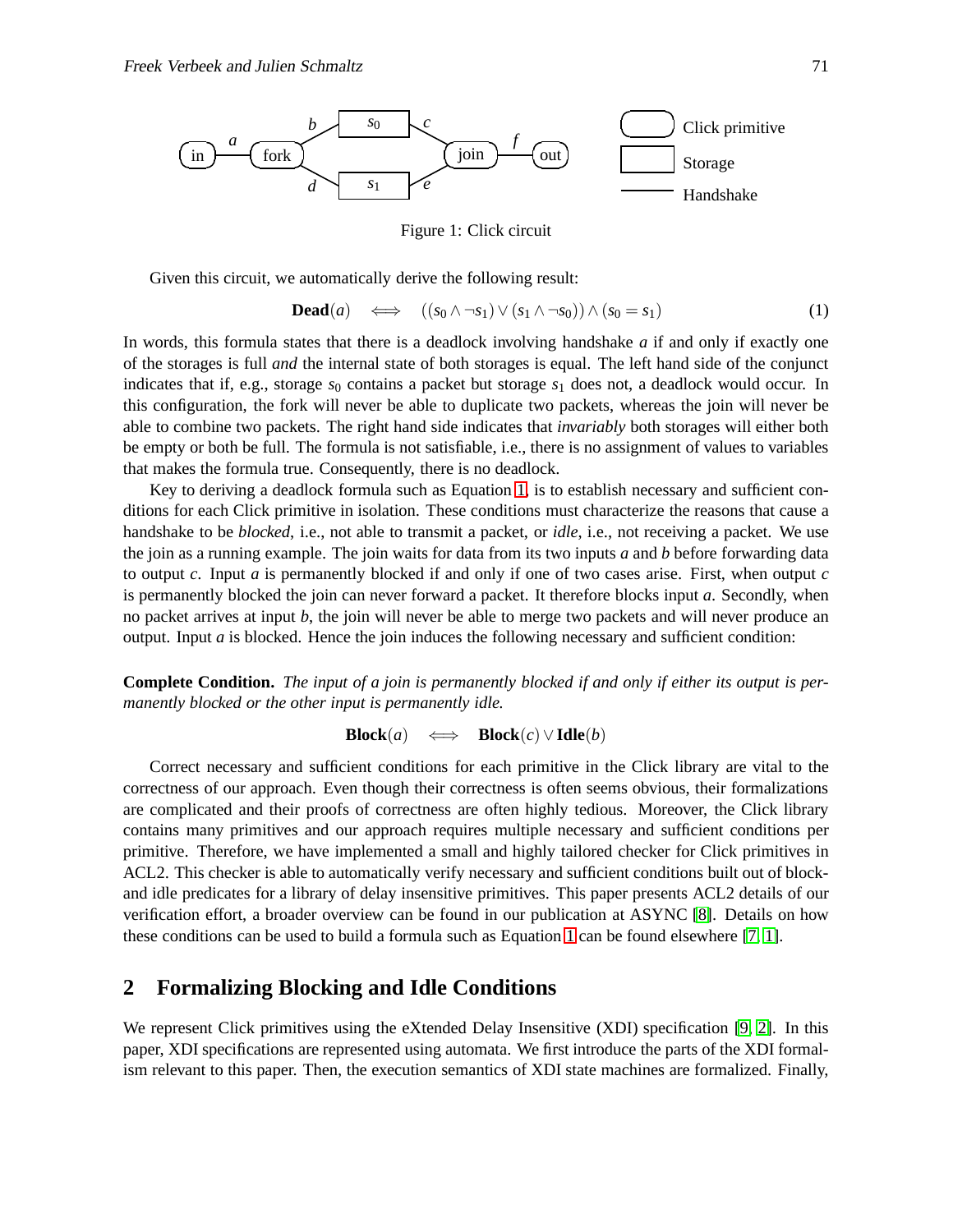Figure 1: Click circuit

Given this circuit, we automatically derive the following result:

$$\mathbf{Dead}(a) \iff ((s_0 \wedge \neg s_1) \vee (s_1 \wedge \neg s_0)) \wedge (s_0 = s_1) \tag{1}$$

In words, this formula states that there is a deadlock involving handshake $a$ if and only if exactly one of the storages is full *and* the internal state of both storages is equal. The left hand side of the conjunct indicates that if, e.g., storage $s_0$ contains a packet but storage $s_1$ does not, a deadlock would occur. In this configuration, the fork will never be able to duplicate two packets, whereas the join will never be able to combine two packets. The right hand side indicates that *invariably* both storages will either both be empty or both be full. The formula is not satisfiable, i.e., there is no assignment of values to variables that makes the formula true. Consequently, there is no deadlock.

Key to deriving a deadlock formula such as Equation 1, is to establish necessary and sufficient conditions for each Click primitive in isolation. These conditions must characterize the reasons that cause a handshake to be *blocked*, i.e., not able to transmit a packet, or *idle*, i.e., not receiving a packet. We use the join as a running example. The join waits for data from its two inputs $a$ and $b$ before forwarding data to output $c$. Input $a$ is permanently blocked if and only if one of two cases arise. First, when output $c$ is permanently blocked the join can never forward a packet. It therefore blocks input $a$. Secondly, when no packet arrives at input $b$, the join will never be able to merge two packets and will never produce an output. Input $a$ is blocked. Hence the join induces the following necessary and sufficient condition:

**Complete Condition.** *The input of a join is permanently blocked if and only if either its output is permanently blocked or the other input is permanently idle.*

$$\mathbf{Block}(a) \iff \mathbf{Block}(c) \vee \mathbf{Idle}(b)$$

Correct necessary and sufficient conditions for each primitive in the Click library are vital to the correctness of our approach. Even though their correctness is often seems obvious, their formalizations are complicated and their proofs of correctness are often highly tedious. Moreover, the Click library contains many primitives and our approach requires multiple necessary and sufficient conditions per primitive. Therefore, we have implemented a small and highly tailored checker for Click primitives in ACL2. This checker is able to automatically verify necessary and sufficient conditions built out of block- and idle predicates for a library of delay insensitive primitives. This paper presents ACL2 details of our verification effort, a broader overview can be found in our publication at ASYNC [8]. Details on how these conditions can be used to build a formula such as Equation 1 can be found elsewhere [7, 1].

## 2 Formalizing Blocking and Idle Conditions

We represent Click primitives using the eXtended Delay Insensitive (XDI) specification [9, 2]. In this paper, XDI specifications are represented using automata. We first introduce the parts of the XDI formalism relevant to this paper. Then, the execution semantics of XDI state machines are formalized. Finally,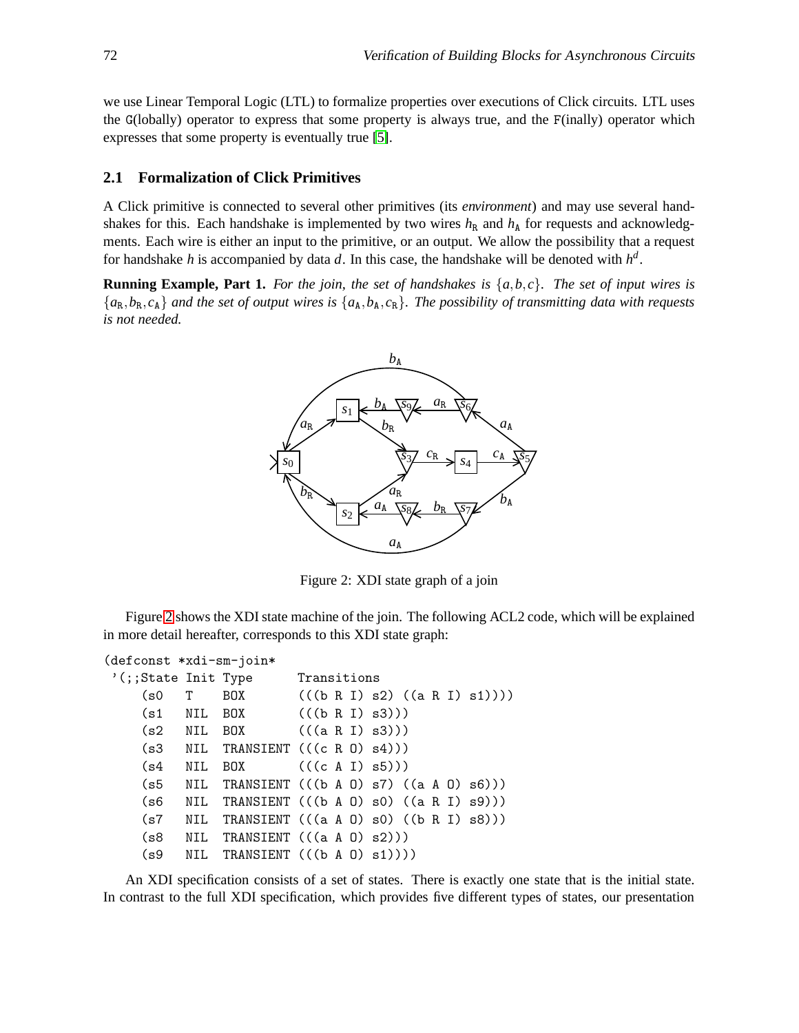we use Linear Temporal Logic (LTL) to formalize properties over executions of Click circuits. LTL uses the G(lobally) operator to express that some property is always true, and the F(inally) operator which expresses that some property is eventually true [5].

### 2.1 Formalization of Click Primitives

A Click primitive is connected to several other primitives (its *environment*) and may use several handshakes for this. Each handshake is implemented by two wires $h_{\mathtt{R}}$ and $h_{\mathtt{A}}$ for requests and acknowledgments. Each wire is either an input to the primitive, or an output. We allow the possibility that a request for handshake $h$ is accompanied by data $d$. In this case, the handshake will be denoted with $h^d$.

**Running Example, Part 1.** *For the join, the set of handshakes is $\{a, b, c\}$. The set of input wires is $\{a_{\mathtt{R}}, b_{\mathtt{R}}, c_{\mathtt{A}}\}$ and the set of output wires is $\{a_{\mathtt{A}}, b_{\mathtt{A}}, c_{\mathtt{R}}\}$. The possibility of transmitting data with requests is not needed.*

Figure 2: XDI state graph of a join

Figure 2 shows the XDI state machine of the join. The following ACL2 code, which will be explained in more detail hereafter, corresponds to this XDI state graph:

```
(defconst *xdi-sm-join*
 '(;;State Init Type      Transitions
    (s0   T    BOX       (((b R I) s2) ((a R I) s1))))
    (s1   NIL  BOX       (((b R I) s3)))
    (s2   NIL  BOX       (((a R I) s3)))
    (s3   NIL  TRANSIENT (((c R O) s4)))
    (s4   NIL  BOX       (((c A I) s5)))
    (s5   NIL  TRANSIENT (((b A O) s7) ((a A O) s6)))
    (s6   NIL  TRANSIENT (((b A O) s0) ((a R I) s9)))
    (s7   NIL  TRANSIENT (((a A O) s0) ((b R I) s8)))
    (s8   NIL  TRANSIENT (((a A O) s2)))
    (s9   NIL  TRANSIENT (((b A O) s1))))
```

An XDI specification consists of a set of states. There is exactly one state that is the initial state. In contrast to the full XDI specification, which provides five different types of states, our presentation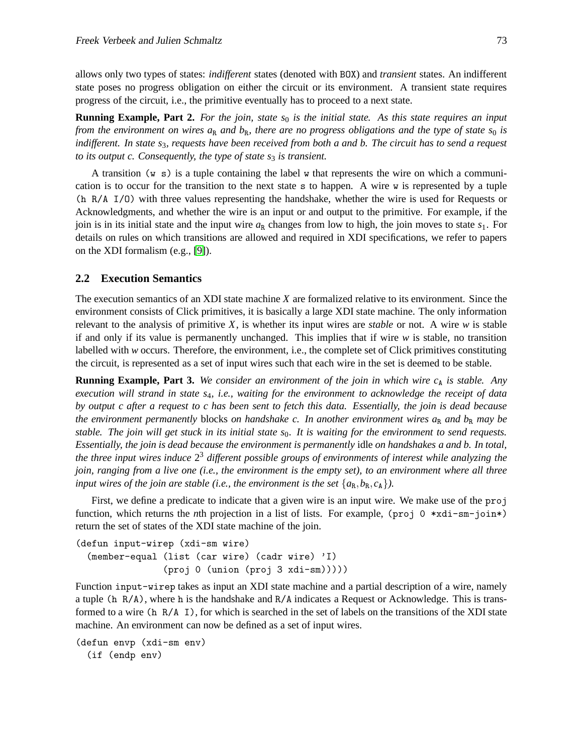allows only two types of states: *indifferent* states (denoted with BOX) and *transient* states. An indifferent state poses no progress obligation on either the circuit or its environment. A transient state requires progress of the circuit, i.e., the primitive eventually has to proceed to a next state.

**Running Example, Part 2.** *For the join, state $s_0$ is the initial state. As this state requires an input from the environment on wires $a_{\mathtt{R}}$ and $b_{\mathtt{R}}$, there are no progress obligations and the type of state $s_0$ is indifferent. In state $s_3$, requests have been received from both a and b. The circuit has to send a request to its output c. Consequently, the type of state $s_3$ is transient.*

A transition (w s) is a tuple containing the label w that represents the wire on which a communication is to occur for the transition to the next state s to happen. A wire w is represented by a tuple (h R/A I/O) with three values representing the handshake, whether the wire is used for Requests or Acknowledgments, and whether the wire is an input or and output to the primitive. For example, if the join is in its initial state and the input wire $a_{\mathtt{R}}$ changes from low to high, the join moves to state $s_1$. For details on rules on which transitions are allowed and required in XDI specifications, we refer to papers on the XDI formalism (e.g., [9]).

## 2.2 Execution Semantics

The execution semantics of an XDI state machine $X$ are formalized relative to its environment. Since the environment consists of Click primitives, it is basically a large XDI state machine. The only information relevant to the analysis of primitive $X$, is whether its input wires are *stable* or not. A wire $w$ is stable if and only if its value is permanently unchanged. This implies that if wire $w$ is stable, no transition labelled with $w$ occurs. Therefore, the environment, i.e., the complete set of Click primitives constituting the circuit, is represented as a set of input wires such that each wire in the set is deemed to be stable.

**Running Example, Part 3.** *We consider an environment of the join in which wire $c_{\mathtt{A}}$ is stable. Any execution will strand in state $s_4$, i.e., waiting for the environment to acknowledge the receipt of data by output c after a request to c has been sent to fetch this data. Essentially, the join is dead because the environment permanently* blocks *on handshake c. In another environment wires $a_{\mathtt{R}}$ and $b_{\mathtt{R}}$ may be stable. The join will get stuck in its initial state $s_0$. It is waiting for the environment to send requests. Essentially, the join is dead because the environment is permanently* idle *on handshakes a and b. In total, the three input wires induce $2^3$ different possible groups of environments of interest while analyzing the join, ranging from a live one (i.e., the environment is the empty set), to an environment where all three input wires of the join are stable (i.e., the environment is the set $\{a_{\mathtt{R}}, b_{\mathtt{R}}, c_{\mathtt{A}}\}$).*

First, we define a predicate to indicate that a given wire is an input wire. We make use of the proj function, which returns the *n*th projection in a list of lists. For example, (proj 0 *xdi-sm-join*) return the set of states of the XDI state machine of the join.

```
(defun input-wirep (xdi-sm wire)
  (member-equal (list (car wire) (cadr wire) 'I)
                (proj 0 (union (proj 3 xdi-sm)))))
```

Function input-wirep takes as input an XDI state machine and a partial description of a wire, namely a tuple (h R/A), where h is the handshake and R/A indicates a Request or Acknowledge. This is transformed to a wire (h R/A I), for which is searched in the set of labels on the transitions of the XDI state machine. An environment can now be defined as a set of input wires.

```
(defun envp (xdi-sm env)
  (if (endp env)
```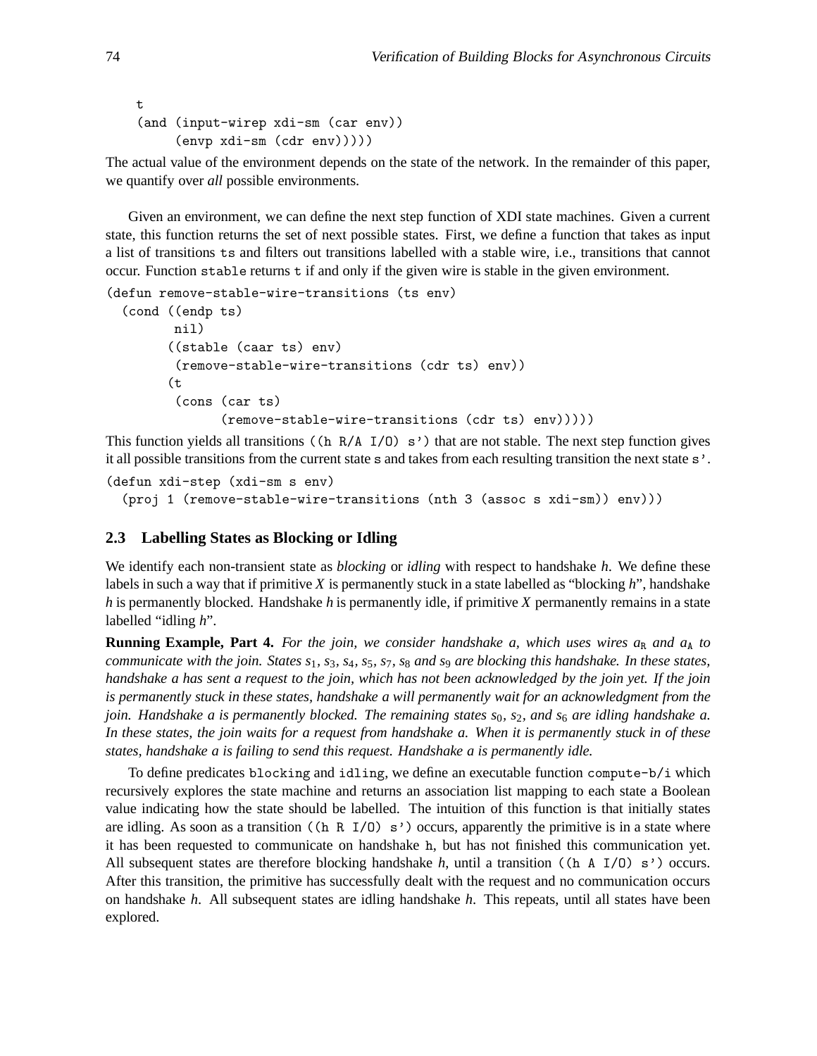```
  t
  (and (input-wirep xdi-sm (car env))
       (envp xdi-sm (cdr env)))))
```

The actual value of the environment depends on the state of the network. In the remainder of this paper, we quantify over *all* possible environments.

Given an environment, we can define the next step function of XDI state machines. Given a current state, this function returns the set of next possible states. First, we define a function that takes as input a list of transitions `ts` and filters out transitions labelled with a stable wire, i.e., transitions that cannot occur. Function `stable` returns `t` if and only if the given wire is stable in the given environment.

```
(defun remove-stable-wire-transitions (ts env)
  (cond ((endp ts)
         nil)
        ((stable (caar ts) env)
         (remove-stable-wire-transitions (cdr ts) env))
        (t
         (cons (car ts)
               (remove-stable-wire-transitions (cdr ts) env)))))
```

This function yields all transitions `((h R/A I/O) s')` that are not stable. The next step function gives it all possible transitions from the current state `s` and takes from each resulting transition the next state `s'`.

```
(defun xdi-step (xdi-sm s env)
  (proj 1 (remove-stable-wire-transitions (nth 3 (assoc s xdi-sm)) env)))
```

### 2.3 Labelling States as Blocking or Idling

We identify each non-transient state as *blocking* or *idling* with respect to handshake $h$. We define these labels in such a way that if primitive $X$ is permanently stuck in a state labelled as "blocking $h$", handshake $h$ is permanently blocked. Handshake $h$ is permanently idle, if primitive $X$ permanently remains in a state labelled "idling $h$".

**Running Example, Part 4.** *For the join, we consider handshake a, which uses wires $a_{\mathtt{R}}$ and $a_{\mathtt{A}}$ to communicate with the join. States $s_1$, $s_3$, $s_4$, $s_5$, $s_7$, $s_8$ and $s_9$ are blocking this handshake. In these states, handshake a has sent a request to the join, which has not been acknowledged by the join yet. If the join is permanently stuck in these states, handshake a will permanently wait for an acknowledgment from the join. Handshake a is permanently blocked. The remaining states $s_0$, $s_2$, and $s_6$ are idling handshake a. In these states, the join waits for a request from handshake a. When it is permanently stuck in of these states, handshake a is failing to send this request. Handshake a is permanently idle.*

To define predicates `blocking` and `idling`, we define an executable function `compute-b/i` which recursively explores the state machine and returns an association list mapping to each state a Boolean value indicating how the state should be labelled. The intuition of this function is that initially states are idling. As soon as a transition `((h R I/O) s')` occurs, apparently the primitive is in a state where it has been requested to communicate on handshake `h`, but has not finished this communication yet. All subsequent states are therefore blocking handshake $h$, until a transition `((h A I/O) s')` occurs. After this transition, the primitive has successfully dealt with the request and no communication occurs on handshake $h$. All subsequent states are idling handshake $h$. This repeats, until all states have been explored.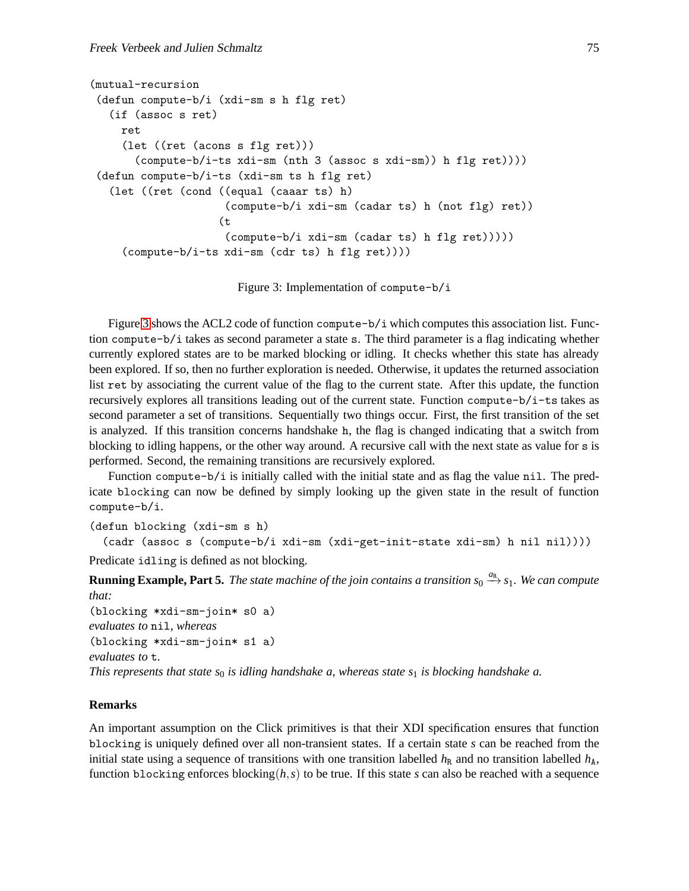```
(mutual-recursion
 (defun compute-b/i (xdi-sm s h flg ret)
   (if (assoc s ret)
     ret
     (let ((ret (acons s flg ret)))
       (compute-b/i-ts xdi-sm (nth 3 (assoc s xdi-sm)) h flg ret))))
 (defun compute-b/i-ts (xdi-sm ts h flg ret)
   (let ((ret (cond ((equal (caaar ts) h)
                     (compute-b/i xdi-sm (cadar ts) h (not flg) ret))
                    (t
                     (compute-b/i xdi-sm (cadar ts) h flg ret)))))
     (compute-b/i-ts xdi-sm (cdr ts) h flg ret))))
```

Figure 3: Implementation of `compute-b/i`

Figure 3 shows the ACL2 code of function `compute-b/i` which computes this association list. Function `compute-b/i` takes as second parameter a state `s`. The third parameter is a flag indicating whether currently explored states are to be marked blocking or idling. It checks whether this state has already been explored. If so, then no further exploration is needed. Otherwise, it updates the returned association list `ret` by associating the current value of the flag to the current state. After this update, the function recursively explores all transitions leading out of the current state. Function `compute-b/i-ts` takes as second parameter a set of transitions. Sequentially two things occur. First, the first transition of the set is analyzed. If this transition concerns handshake `h`, the flag is changed indicating that a switch from blocking to idling happens, or the other way around. A recursive call with the next state as value for `s` is performed. Second, the remaining transitions are recursively explored.

Function `compute-b/i` is initially called with the initial state and as flag the value `nil`. The predicate `blocking` can now be defined by simply looking up the given state in the result of function `compute-b/i`.

```
(defun blocking (xdi-sm s h)
  (cadr (assoc s (compute-b/i xdi-sm (xdi-get-init-state xdi-sm) h nil nil))))
```

Predicate `idling` is defined as not blocking.

**Running Example, Part 5.** *The state machine of the join contains a transition* $s_0 \xrightarrow{a_R} s_1$. *We can compute that:*
`(blocking *xdi-sm-join* s0 a)`
*evaluates to* `nil`, *whereas*
`(blocking *xdi-sm-join* s1 a)`
*evaluates to* `t`.
*This represents that state* $s_0$ *is idling handshake* $a$, *whereas state* $s_1$ *is blocking handshake* $a$.

### Remarks

An important assumption on the Click primitives is that their XDI specification ensures that function `blocking` is uniquely defined over all non-transient states. If a certain state $s$ can be reached from the initial state using a sequence of transitions with one transition labelled $h_R$ and no transition labelled $h_A$, function `blocking` enforces blocking$(h,s)$ to be true. If this state $s$ can also be reached with a sequence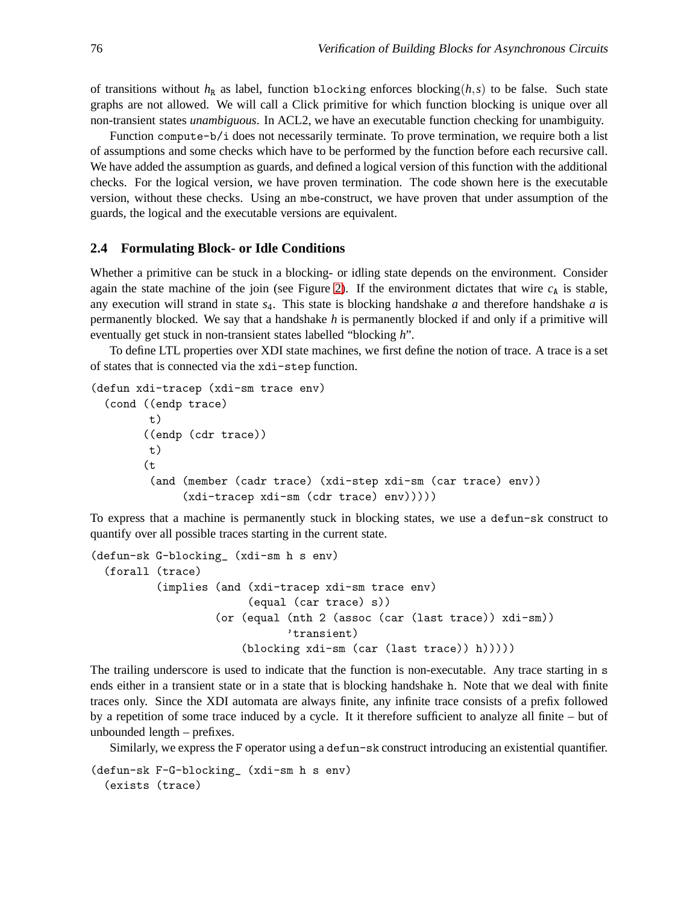of transitions without $h_R$ as label, function `blocking` enforces blocking$(h,s)$ to be false. Such state graphs are not allowed. We will call a Click primitive for which function blocking is unique over all non-transient states *unambiguous*. In ACL2, we have an executable function checking for unambiguity.

Function `compute-b/i` does not necessarily terminate. To prove termination, we require both a list of assumptions and some checks which have to be performed by the function before each recursive call. We have added the assumption as guards, and defined a logical version of this function with the additional checks. For the logical version, we have proven termination. The code shown here is the executable version, without these checks. Using an `mbe`-construct, we have proven that under assumption of the guards, the logical and the executable versions are equivalent.

### 2.4 Formulating Block- or Idle Conditions

Whether a primitive can be stuck in a blocking- or idling state depends on the environment. Consider again the state machine of the join (see Figure 2). If the environment dictates that wire $c_A$ is stable, any execution will strand in state $s_4$. This state is blocking handshake $a$ and therefore handshake $a$ is permanently blocked. We say that a handshake $h$ is permanently blocked if and only if a primitive will eventually get stuck in non-transient states labelled “blocking $h$”.

To define LTL properties over XDI state machines, we first define the notion of trace. A trace is a set of states that is connected via the `xdi-step` function.

```
(defun xdi-tracep (xdi-sm trace env)
  (cond ((endp trace)
         t)
        ((endp (cdr trace))
         t)
        (t
         (and (member (cadr trace) (xdi-step xdi-sm (car trace) env))
              (xdi-tracep xdi-sm (cdr trace) env)))))
```

To express that a machine is permanently stuck in blocking states, we use a `defun-sk` construct to quantify over all possible traces starting in the current state.

```
(defun-sk G-blocking_ (xdi-sm h s env)
  (forall (trace)
          (implies (and (xdi-tracep xdi-sm trace env)
                        (equal (car trace) s))
                   (or (equal (nth 2 (assoc (car (last trace)) xdi-sm))
                              'transient)
                       (blocking xdi-sm (car (last trace)) h)))))
```

The trailing underscore is used to indicate that the function is non-executable. Any trace starting in `s` ends either in a transient state or in a state that is blocking handshake `h`. Note that we deal with finite traces only. Since the XDI automata are always finite, any infinite trace consists of a prefix followed by a repetition of some trace induced by a cycle. It it therefore sufficient to analyze all finite – but of unbounded length – prefixes.

Similarly, we express the `F` operator using a `defun-sk` construct introducing an existential quantifier.

```
(defun-sk F-G-blocking_ (xdi-sm h s env)
  (exists (trace)
```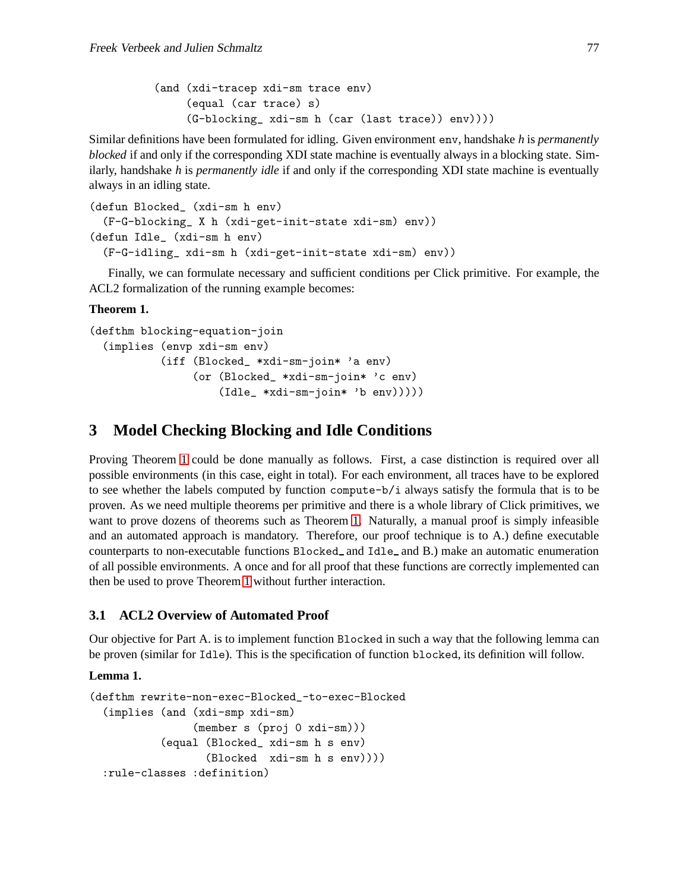```
        (and (xdi-tracep xdi-sm trace env)
             (equal (car trace) s)
             (G-blocking_ xdi-sm h (car (last trace)) env))))
```

Similar definitions have been formulated for idling. Given environment env, handshake *h* is *permanently blocked* if and only if the corresponding XDI state machine is eventually always in a blocking state. Similarly, handshake *h* is *permanently idle* if and only if the corresponding XDI state machine is eventually always in an idling state.

```
(defun Blocked_ (xdi-sm h env)
  (F-G-blocking_ X h (xdi-get-init-state xdi-sm) env))
(defun Idle_ (xdi-sm h env)
  (F-G-idling_ xdi-sm h (xdi-get-init-state xdi-sm) env))
```

Finally, we can formulate necessary and sufficient conditions per Click primitive. For example, the ACL2 formalization of the running example becomes:

**Theorem 1.**

```
(defthm blocking-equation-join
  (implies (envp xdi-sm env)
           (iff (Blocked_ *xdi-sm-join* 'a env)
                (or (Blocked_ *xdi-sm-join* 'c env)
                    (Idle_ *xdi-sm-join* 'b env)))))
```

## 3 Model Checking Blocking and Idle Conditions

Proving Theorem 1 could be done manually as follows. First, a case distinction is required over all possible environments (in this case, eight in total). For each environment, all traces have to be explored to see whether the labels computed by function compute-b/i always satisfy the formula that is to be proven. As we need multiple theorems per primitive and there is a whole library of Click primitives, we want to prove dozens of theorems such as Theorem 1. Naturally, a manual proof is simply infeasible and an automated approach is mandatory. Therefore, our proof technique is to A.) define executable counterparts to non-executable functions Blocked_ and Idle_ and B.) make an automatic enumeration of all possible environments. A once and for all proof that these functions are correctly implemented can then be used to prove Theorem 1 without further interaction.

### 3.1 ACL2 Overview of Automated Proof

Our objective for Part A. is to implement function Blocked in such a way that the following lemma can be proven (similar for Idle). This is the specification of function blocked, its definition will follow.

**Lemma 1.**

```
(defthm rewrite-non-exec-Blocked_-to-exec-Blocked
  (implies (and (xdi-smp xdi-sm)
                (member s (proj 0 xdi-sm)))
           (equal (Blocked_ xdi-sm h s env)
                  (Blocked  xdi-sm h s env))))
  :rule-classes :definition)
```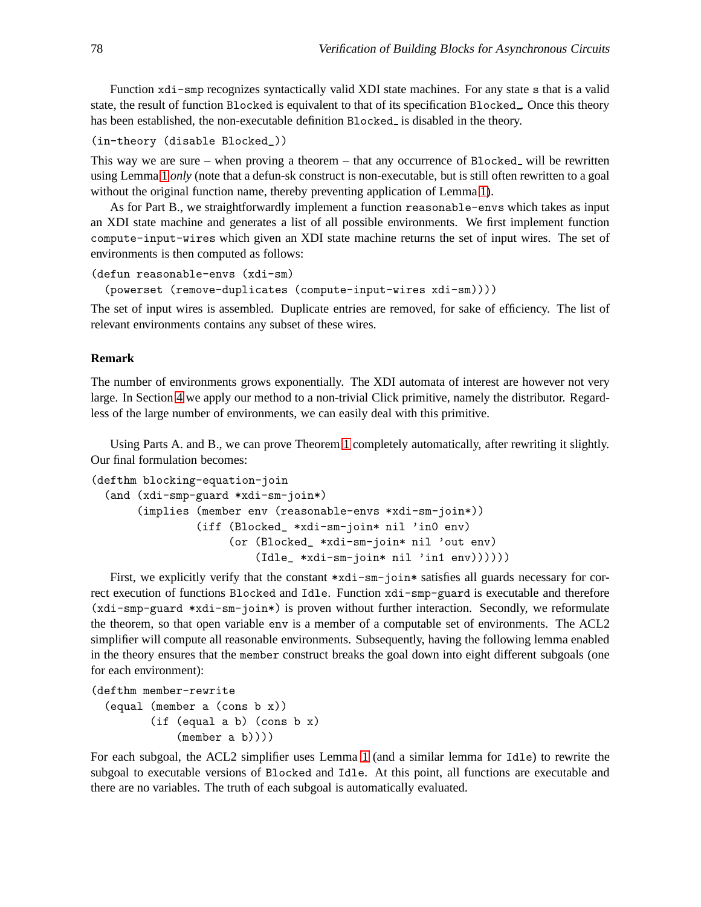Function `xdi-smp` recognizes syntactically valid XDI state machines. For any state `s` that is a valid state, the result of function `Blocked` is equivalent to that of its specification `Blocked_`. Once this theory has been established, the non-executable definition `Blocked_` is disabled in the theory.

```
(in-theory (disable Blocked_))
```

This way we are sure – when proving a theorem – that any occurrence of `Blocked_` will be rewritten using Lemma 1 *only* (note that a defun-sk construct is non-executable, but is still often rewritten to a goal without the original function name, thereby preventing application of Lemma 1).

As for Part B., we straightforwardly implement a function `reasonable-envs` which takes as input an XDI state machine and generates a list of all possible environments. We first implement function `compute-input-wires` which given an XDI state machine returns the set of input wires. The set of environments is then computed as follows:

```
(defun reasonable-envs (xdi-sm)
  (powerset (remove-duplicates (compute-input-wires xdi-sm))))
```

The set of input wires is assembled. Duplicate entries are removed, for sake of efficiency. The list of relevant environments contains any subset of these wires.

**Remark**

The number of environments grows exponentially. The XDI automata of interest are however not very large. In Section 4 we apply our method to a non-trivial Click primitive, namely the distributor. Regardless of the large number of environments, we can easily deal with this primitive.

Using Parts A. and B., we can prove Theorem 1 completely automatically, after rewriting it slightly. Our final formulation becomes:

```
(defthm blocking-equation-join
  (and (xdi-smp-guard *xdi-sm-join*)
       (implies (member env (reasonable-envs *xdi-sm-join*))
                (iff (Blocked_ *xdi-sm-join* nil 'in0 env)
                     (or (Blocked_ *xdi-sm-join* nil 'out env)
                         (Idle_ *xdi-sm-join* nil 'in1 env))))))
```

First, we explicitly verify that the constant `*xdi-sm-join*` satisfies all guards necessary for correct execution of functions `Blocked` and `Idle`. Function `xdi-smp-guard` is executable and therefore `(xdi-smp-guard *xdi-sm-join*)` is proven without further interaction. Secondly, we reformulate the theorem, so that open variable `env` is a member of a computable set of environments. The ACL2 simplifier will compute all reasonable environments. Subsequently, having the following lemma enabled in the theory ensures that the `member` construct breaks the goal down into eight different subgoals (one for each environment):

```
(defthm member-rewrite
  (equal (member a (cons b x))
         (if (equal a b) (cons b x)
             (member a b))))
```

For each subgoal, the ACL2 simplifier uses Lemma 1 (and a similar lemma for `Idle`) to rewrite the subgoal to executable versions of `Blocked` and `Idle`. At this point, all functions are executable and there are no variables. The truth of each subgoal is automatically evaluated.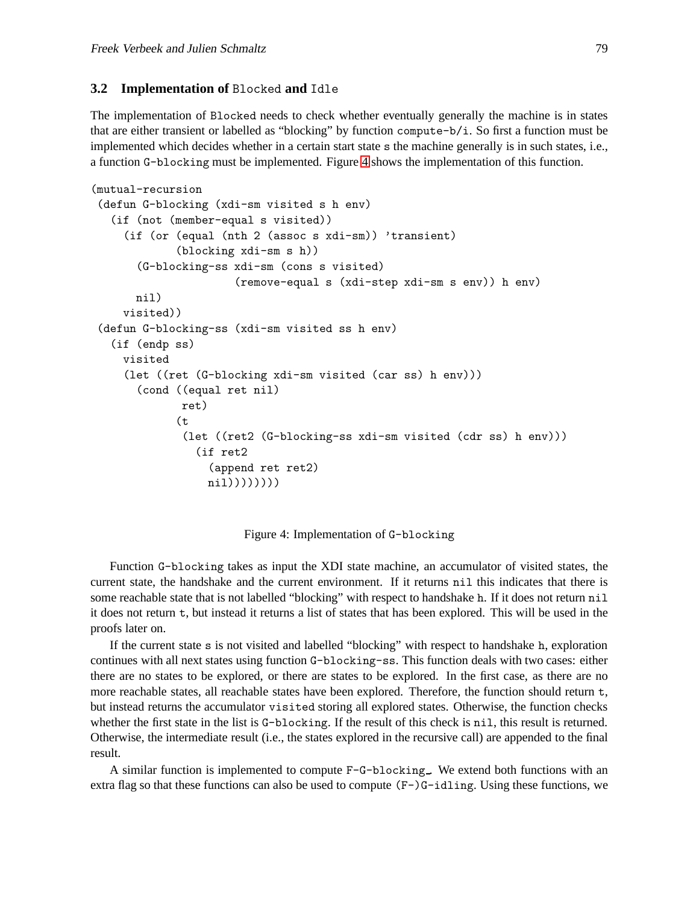### 3.2 Implementation of `Blocked` and `Idle`

The implementation of `Blocked` needs to check whether eventually generally the machine is in states that are either transient or labelled as "blocking" by function `compute-b/i`. So first a function must be implemented which decides whether in a certain start state `s` the machine generally is in such states, i.e., a function `G-blocking` must be implemented. Figure 4 shows the implementation of this function.

```
(mutual-recursion
 (defun G-blocking (xdi-sm visited s h env)
   (if (not (member-equal s visited))
     (if (or (equal (nth 2 (assoc s xdi-sm)) 'transient)
             (blocking xdi-sm s h))
       (G-blocking-ss xdi-sm (cons s visited)
                      (remove-equal s (xdi-step xdi-sm s env)) h env)
       nil)
     visited))
 (defun G-blocking-ss (xdi-sm visited ss h env)
   (if (endp ss)
     visited
     (let ((ret (G-blocking xdi-sm visited (car ss) h env)))
       (cond ((equal ret nil)
              ret)
             (t
              (let ((ret2 (G-blocking-ss xdi-sm visited (cdr ss) h env)))
                (if ret2
                  (append ret ret2)
                  nil))))))))
```

Figure 4: Implementation of `G-blocking`

Function `G-blocking` takes as input the XDI state machine, an accumulator of visited states, the current state, the handshake and the current environment. If it returns `nil` this indicates that there is some reachable state that is not labelled "blocking" with respect to handshake `h`. If it does not return `nil` it does not return `t`, but instead it returns a list of states that has been explored. This will be used in the proofs later on.

If the current state `s` is not visited and labelled "blocking" with respect to handshake `h`, exploration continues with all next states using function `G-blocking-ss`. This function deals with two cases: either there are no states to be explored, or there are states to be explored. In the first case, as there are no more reachable states, all reachable states have been explored. Therefore, the function should return `t`, but instead returns the accumulator `visited` storing all explored states. Otherwise, the function checks whether the first state in the list is `G-blocking`. If the result of this check is `nil`, this result is returned. Otherwise, the intermediate result (i.e., the states explored in the recursive call) are appended to the final result.

A similar function is implemented to compute `F-G-blocking`. We extend both functions with an extra flag so that these functions can also be used to compute `(F-)G-idling`. Using these functions, we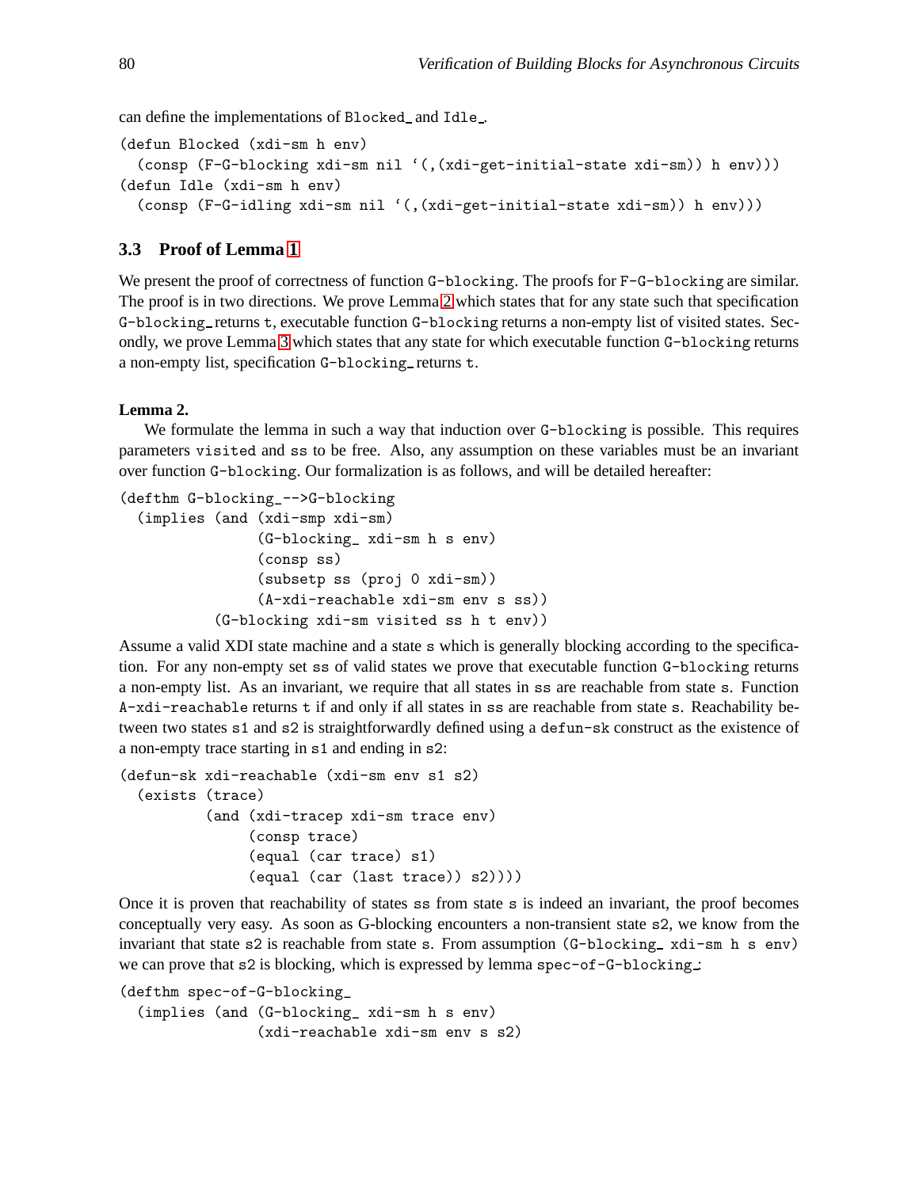can define the implementations of `Blocked_` and `Idle_`.

```
(defun Blocked (xdi-sm h env)
  (consp (F-G-blocking xdi-sm nil `(,(xdi-get-initial-state xdi-sm)) h env)))
(defun Idle (xdi-sm h env)
  (consp (F-G-idling xdi-sm nil `(,(xdi-get-initial-state xdi-sm)) h env)))
```

### 3.3 Proof of Lemma 1

We present the proof of correctness of function `G-blocking`. The proofs for `F-G-blocking` are similar. The proof is in two directions. We prove Lemma 2 which states that for any state such that specification `G-blocking_` returns `t`, executable function `G-blocking` returns a non-empty list of visited states. Secondly, we prove Lemma 3 which states that any state for which executable function `G-blocking` returns a non-empty list, specification `G-blocking_` returns `t`.

**Lemma 2.**

We formulate the lemma in such a way that induction over `G-blocking` is possible. This requires parameters `visited` and `ss` to be free. Also, any assumption on these variables must be an invariant over function `G-blocking`. Our formalization is as follows, and will be detailed hereafter:

```
(defthm G-blocking_-->G-blocking
  (implies (and (xdi-smp xdi-sm)
                (G-blocking_ xdi-sm h s env)
                (consp ss)
                (subsetp ss (proj 0 xdi-sm))
                (A-xdi-reachable xdi-sm env s ss))
           (G-blocking xdi-sm visited ss h t env))
```

Assume a valid XDI state machine and a state `s` which is generally blocking according to the specification. For any non-empty set `ss` of valid states we prove that executable function `G-blocking` returns a non-empty list. As an invariant, we require that all states in `ss` are reachable from state `s`. Function `A-xdi-reachable` returns `t` if and only if all states in `ss` are reachable from state `s`. Reachability between two states `s1` and `s2` is straightforwardly defined using a `defun-sk` construct as the existence of a non-empty trace starting in `s1` and ending in `s2`:

```
(defun-sk xdi-reachable (xdi-sm env s1 s2)
  (exists (trace)
          (and (xdi-tracep xdi-sm trace env)
               (consp trace)
               (equal (car trace) s1)
               (equal (car (last trace)) s2))))
```

Once it is proven that reachability of states `ss` from state `s` is indeed an invariant, the proof becomes conceptually very easy. As soon as G-blocking encounters a non-transient state `s2`, we know from the invariant that state `s2` is reachable from state `s`. From assumption `(G-blocking_ xdi-sm h s env)` we can prove that `s2` is blocking, which is expressed by lemma `spec-of-G-blocking_`:

```
(defthm spec-of-G-blocking_
  (implies (and (G-blocking_ xdi-sm h s env)
                (xdi-reachable xdi-sm env s s2)
```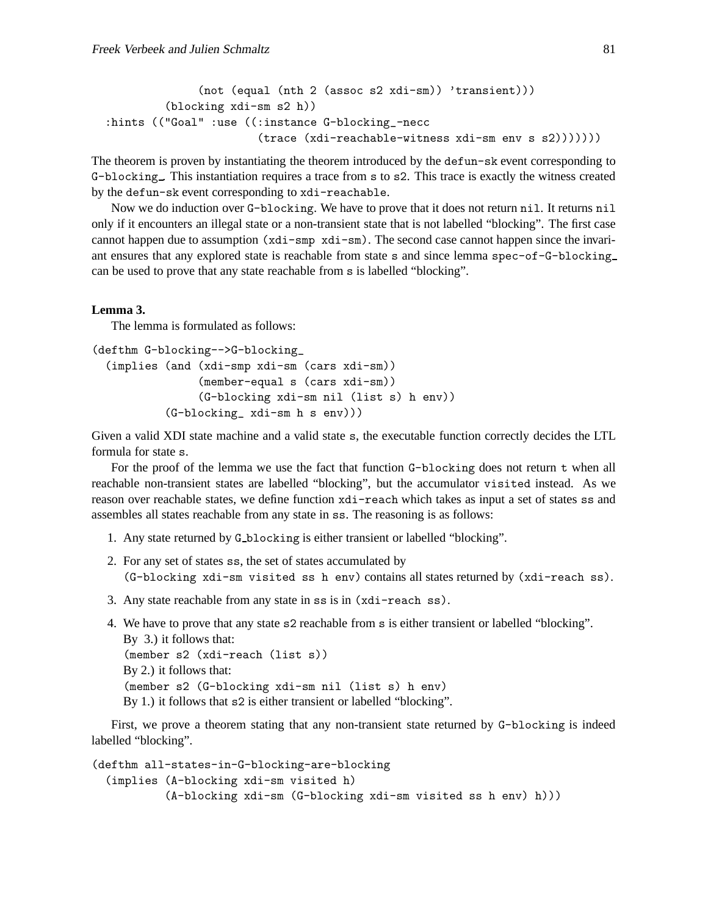```
                (not (equal (nth 2 (assoc s2 xdi-sm)) 'transient)))
           (blocking xdi-sm s2 h))
  :hints (("Goal" :use ((:instance G-blocking_-necc
                          (trace (xdi-reachable-witness xdi-sm env s s2)))))))
```

The theorem is proven by instantiating the theorem introduced by the `defun-sk` event corresponding to `G-blocking_`. This instantiation requires a trace from `s` to `s2`. This trace is exactly the witness created by the `defun-sk` event corresponding to `xdi-reachable`.

Now we do induction over `G-blocking`. We have to prove that it does not return `nil`. It returns `nil` only if it encounters an illegal state or a non-transient state that is not labelled "blocking". The first case cannot happen due to assumption `(xdi-smp xdi-sm)`. The second case cannot happen since the invariant ensures that any explored state is reachable from state `s` and since lemma `spec-of-G-blocking_` can be used to prove that any state reachable from `s` is labelled "blocking".

**Lemma 3.**

The lemma is formulated as follows:

```
(defthm G-blocking-->G-blocking_
  (implies (and (xdi-smp xdi-sm (cars xdi-sm))
                (member-equal s (cars xdi-sm))
                (G-blocking xdi-sm nil (list s) h env))
           (G-blocking_ xdi-sm h s env)))
```

Given a valid XDI state machine and a valid state `s`, the executable function correctly decides the LTL formula for state `s`.

For the proof of the lemma we use the fact that function `G-blocking` does not return `t` when all reachable non-transient states are labelled "blocking", but the accumulator `visited` instead. As we reason over reachable states, we define function `xdi-reach` which takes as input a set of states `ss` and assembles all states reachable from any state in `ss`. The reasoning is as follows:

1. Any state returned by `G_blocking` is either transient or labelled "blocking".
2. For any set of states `ss`, the set of states accumulated by `(G-blocking xdi-sm visited ss h env)` contains all states returned by `(xdi-reach ss)`.
3. Any state reachable from any state in `ss` is in `(xdi-reach ss)`.
4. We have to prove that any state `s2` reachable from `s` is either transient or labelled "blocking".
   By 3.) it follows that:
   `(member s2 (xdi-reach (list s))`
   By 2.) it follows that:
   `(member s2 (G-blocking xdi-sm nil (list s) h env)`
   By 1.) it follows that `s2` is either transient or labelled "blocking".

First, we prove a theorem stating that any non-transient state returned by `G-blocking` is indeed labelled "blocking".

```
(defthm all-states-in-G-blocking-are-blocking
  (implies (A-blocking xdi-sm visited h)
           (A-blocking xdi-sm (G-blocking xdi-sm visited ss h env) h)))
```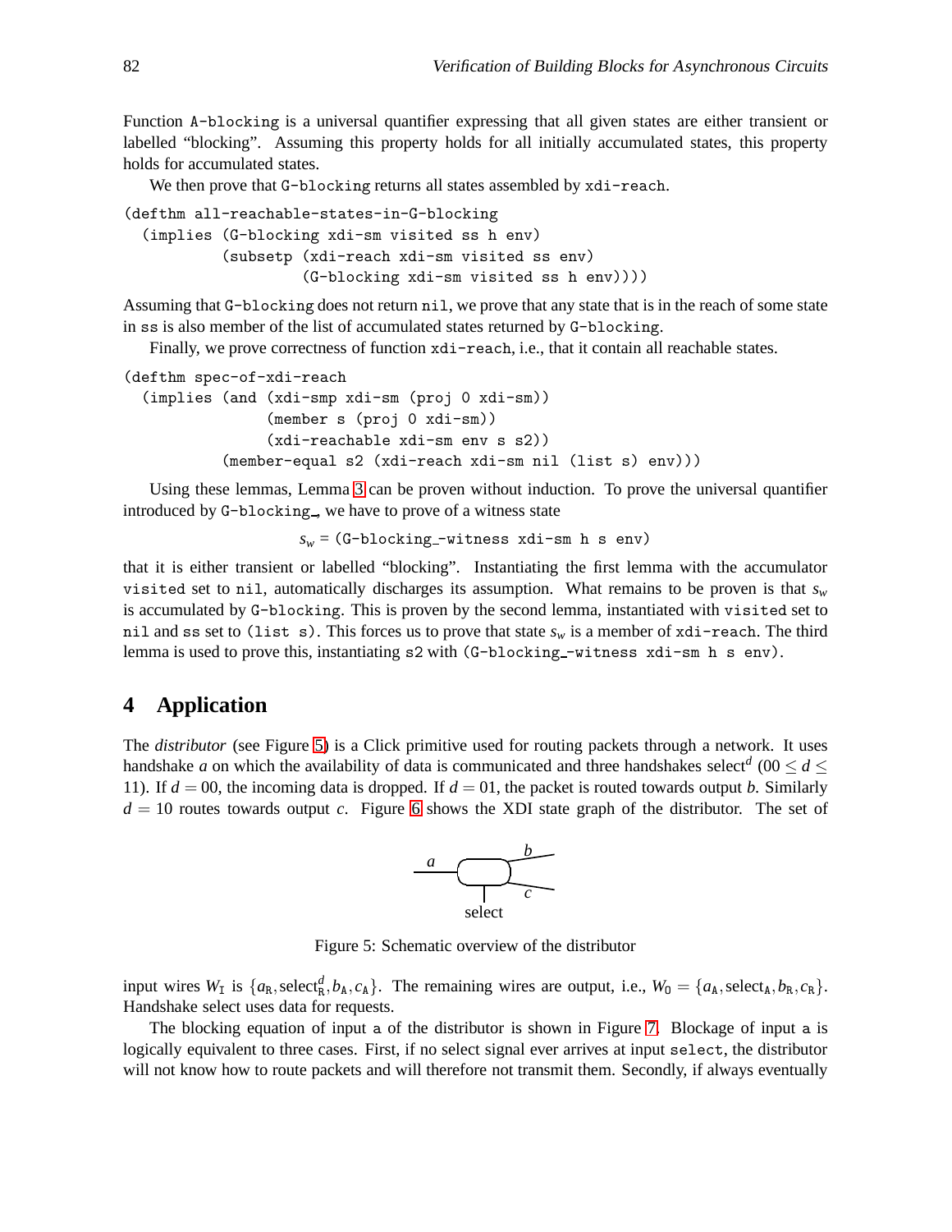Function A-blocking is a universal quantifier expressing that all given states are either transient or labelled “blocking”. Assuming this property holds for all initially accumulated states, this property holds for accumulated states.

We then prove that G-blocking returns all states assembled by xdi-reach.

```
(defthm all-reachable-states-in-G-blocking
  (implies (G-blocking xdi-sm visited ss h env)
           (subsetp (xdi-reach xdi-sm visited ss env)
                    (G-blocking xdi-sm visited ss h env))))
```

Assuming that G-blocking does not return nil, we prove that any state that is in the reach of some state in ss is also member of the list of accumulated states returned by G-blocking.

Finally, we prove correctness of function xdi-reach, i.e., that it contain all reachable states.

```
(defthm spec-of-xdi-reach
  (implies (and (xdi-smp xdi-sm (proj 0 xdi-sm))
                (member s (proj 0 xdi-sm))
                (xdi-reachable xdi-sm env s s2))
           (member-equal s2 (xdi-reach xdi-sm nil (list s) env))))
```

Using these lemmas, Lemma 3 can be proven without induction. To prove the universal quantifier introduced by G-blocking_, we have to prove of a witness state

$$s_w = \texttt{(G-blocking\_-witness xdi-sm h s env)}$$

that it is either transient or labelled “blocking”. Instantiating the first lemma with the accumulator visited set to nil, automatically discharges its assumption. What remains to be proven is that $s_w$ is accumulated by G-blocking. This is proven by the second lemma, instantiated with visited set to nil and ss set to (list s). This forces us to prove that state $s_w$ is a member of xdi-reach. The third lemma is used to prove this, instantiating s2 with (G-blocking_-witness xdi-sm h s env).

## 4 Application

The *distributor* (see Figure 5) is a Click primitive used for routing packets through a network. It uses handshake $a$ on which the availability of data is communicated and three handshakes select$^d$ ($00 \leq d \leq 11$). If $d = 00$, the incoming data is dropped. If $d = 01$, the packet is routed towards output $b$. Similarly $d = 10$ routes towards output $c$. Figure 6 shows the XDI state graph of the distributor. The set of

Figure 5: Schematic overview of the distributor

input wires $W_{\mathtt{I}}$ is $\{a_{\mathtt{R}}, \text{select}^d_{\mathtt{R}}, b_{\mathtt{A}}, c_{\mathtt{A}}\}$. The remaining wires are output, i.e., $W_{\mathtt{O}} = \{a_{\mathtt{A}}, \text{select}_{\mathtt{A}}, b_{\mathtt{R}}, c_{\mathtt{R}}\}$. Handshake select uses data for requests.

The blocking equation of input a of the distributor is shown in Figure 7. Blockage of input a is logically equivalent to three cases. First, if no select signal ever arrives at input select, the distributor will not know how to route packets and will therefore not transmit them. Secondly, if always eventually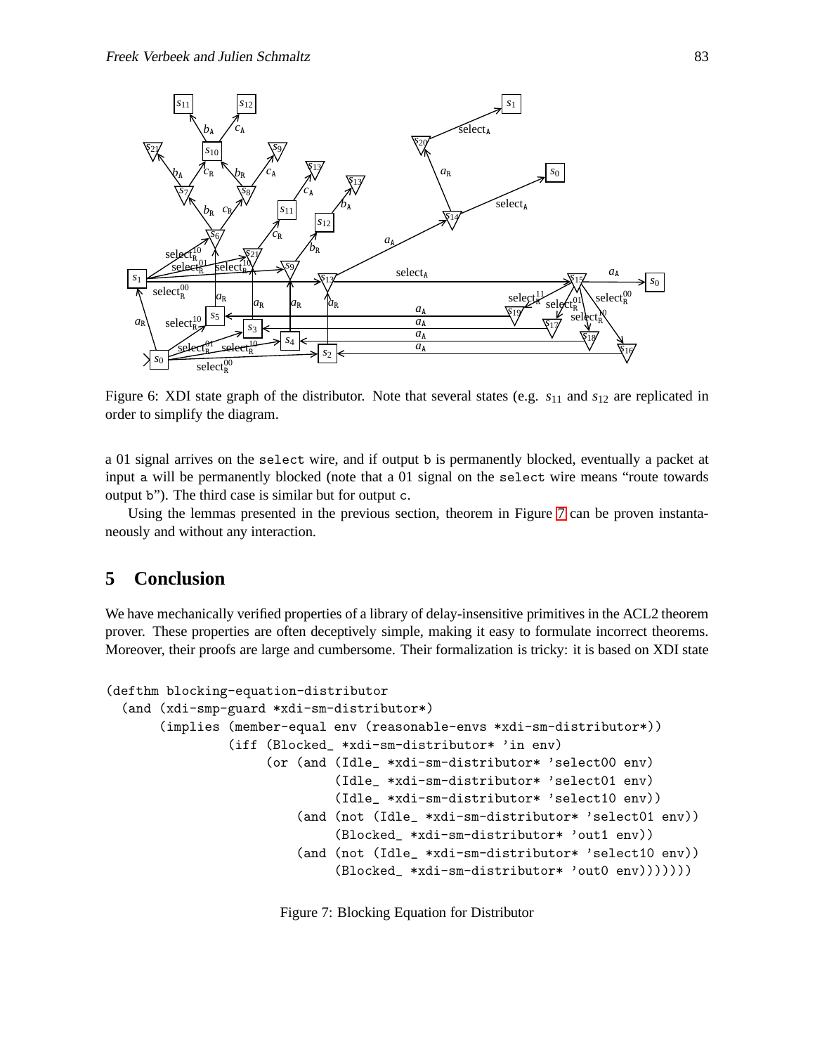Figure 6: XDI state graph of the distributor. Note that several states (e.g. $s_{11}$ and $s_{12}$ are replicated in order to simplify the diagram.

a 01 signal arrives on the `select` wire, and if output `b` is permanently blocked, eventually a packet at input `a` will be permanently blocked (note that a 01 signal on the `select` wire means "route towards output `b`"). The third case is similar but for output `c`.

Using the lemmas presented in the previous section, theorem in Figure 7 can be proven instantaneously and without any interaction.

## 5 Conclusion

We have mechanically verified properties of a library of delay-insensitive primitives in the ACL2 theorem prover. These properties are often deceptively simple, making it easy to formulate incorrect theorems. Moreover, their proofs are large and cumbersome. Their formalization is tricky: it is based on XDI state

```
(defthm blocking-equation-distributor
  (and (xdi-smp-guard *xdi-sm-distributor*)
       (implies (member-equal env (reasonable-envs *xdi-sm-distributor*))
                (iff (Blocked_ *xdi-sm-distributor* 'in env)
                     (or (and (Idle_ *xdi-sm-distributor* 'select00 env)
                              (Idle_ *xdi-sm-distributor* 'select01 env)
                              (Idle_ *xdi-sm-distributor* 'select10 env))
                         (and (not (Idle_ *xdi-sm-distributor* 'select01 env))
                              (Blocked_ *xdi-sm-distributor* 'out1 env))
                         (and (not (Idle_ *xdi-sm-distributor* 'select10 env))
                              (Blocked_ *xdi-sm-distributor* 'out0 env)))))))
```

Figure 7: Blocking Equation for Distributor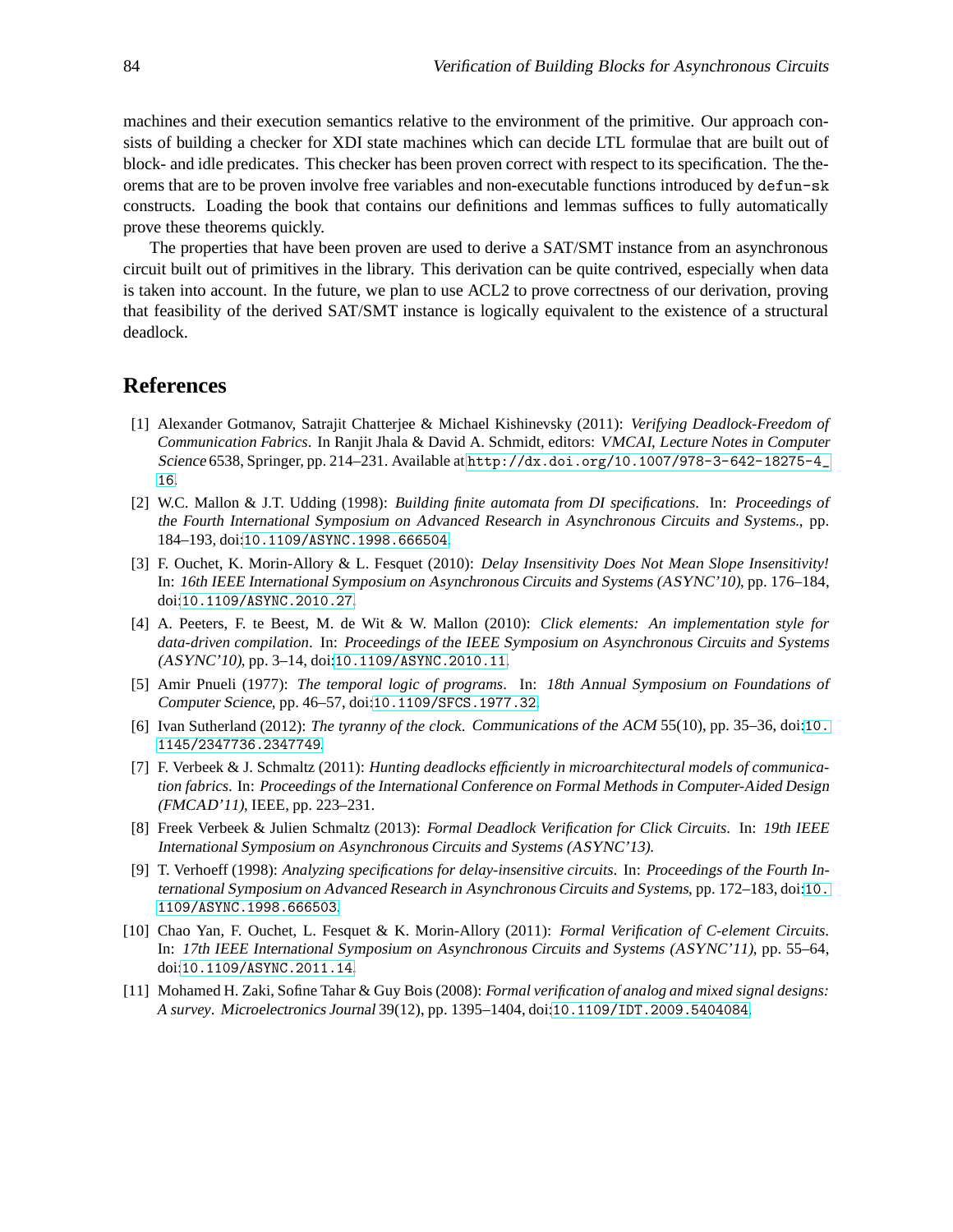machines and their execution semantics relative to the environment of the primitive. Our approach consists of building a checker for XDI state machines which can decide LTL formulae that are built out of block- and idle predicates. This checker has been proven correct with respect to its specification. The theorems that are to be proven involve free variables and non-executable functions introduced by `defun-sk` constructs. Loading the book that contains our definitions and lemmas suffices to fully automatically prove these theorems quickly.

The properties that have been proven are used to derive a SAT/SMT instance from an asynchronous circuit built out of primitives in the library. This derivation can be quite contrived, especially when data is taken into account. In the future, we plan to use ACL2 to prove correctness of our derivation, proving that feasibility of the derived SAT/SMT instance is logically equivalent to the existence of a structural deadlock.

## References

[1] Alexander Gotmanov, Satrajit Chatterjee & Michael Kishinevsky (2011): *Verifying Deadlock-Freedom of Communication Fabrics*. In Ranjit Jhala & David A. Schmidt, editors: *VMCAI*, *Lecture Notes in Computer Science* 6538, Springer, pp. 214–231. Available at `http://dx.doi.org/10.1007/978-3-642-18275-4_16`.

[2] W.C. Mallon & J.T. Udding (1998): *Building finite automata from DI specifications*. In: *Proceedings of the Fourth International Symposium on Advanced Research in Asynchronous Circuits and Systems.*, pp. 184–193, doi:`10.1109/ASYNC.1998.666504`.

[3] F. Ouchet, K. Morin-Allory & L. Fesquet (2010): *Delay Insensitivity Does Not Mean Slope Insensitivity!* In: *16th IEEE International Symposium on Asynchronous Circuits and Systems (ASYNC'10)*, pp. 176–184, doi:`10.1109/ASYNC.2010.27`.

[4] A. Peeters, F. te Beest, M. de Wit & W. Mallon (2010): *Click elements: An implementation style for data-driven compilation*. In: *Proceedings of the IEEE Symposium on Asynchronous Circuits and Systems (ASYNC'10)*, pp. 3–14, doi:`10.1109/ASYNC.2010.11`.

[5] Amir Pnueli (1977): *The temporal logic of programs*. In: *18th Annual Symposium on Foundations of Computer Science*, pp. 46–57, doi:`10.1109/SFCS.1977.32`.

[6] Ivan Sutherland (2012): *The tyranny of the clock*. *Communications of the ACM* 55(10), pp. 35–36, doi:`10.1145/2347736.2347749`.

[7] F. Verbeek & J. Schmaltz (2011): *Hunting deadlocks efficiently in microarchitectural models of communication fabrics*. In: *Proceedings of the International Conference on Formal Methods in Computer-Aided Design (FMCAD'11)*, IEEE, pp. 223–231.

[8] Freek Verbeek & Julien Schmaltz (2013): *Formal Deadlock Verification for Click Circuits*. In: *19th IEEE International Symposium on Asynchronous Circuits and Systems (ASYNC'13)*.

[9] T. Verhoeff (1998): *Analyzing specifications for delay-insensitive circuits*. In: *Proceedings of the Fourth International Symposium on Advanced Research in Asynchronous Circuits and Systems*, pp. 172–183, doi:`10.1109/ASYNC.1998.666503`.

[10] Chao Yan, F. Ouchet, L. Fesquet & K. Morin-Allory (2011): *Formal Verification of C-element Circuits*. In: *17th IEEE International Symposium on Asynchronous Circuits and Systems (ASYNC'11)*, pp. 55–64, doi:`10.1109/ASYNC.2011.14`.

[11] Mohamed H. Zaki, Sofine Tahar & Guy Bois (2008): *Formal verification of analog and mixed signal designs: A survey*. *Microelectronics Journal* 39(12), pp. 1395–1404, doi:`10.1109/IDT.2009.5404084`.